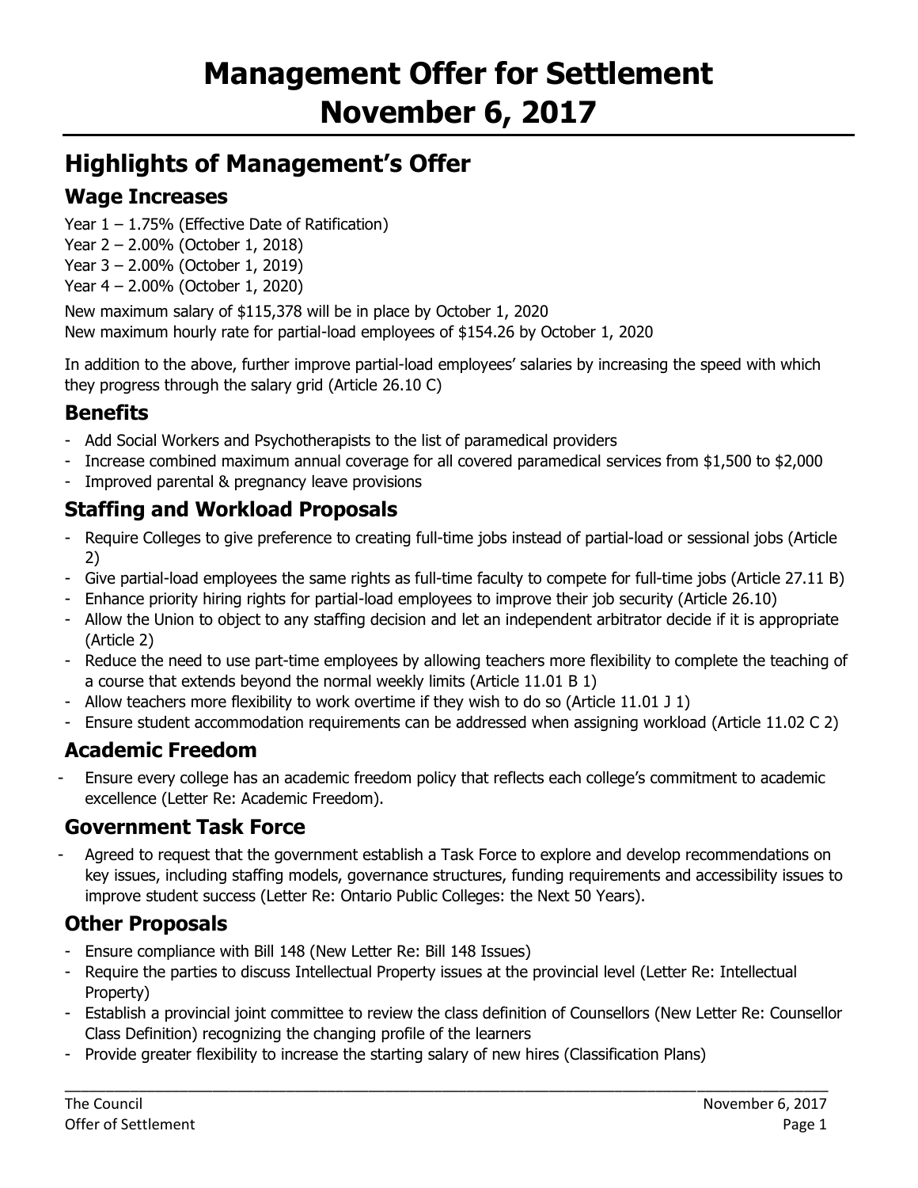# Management Offer for Settlement November 6, 2017

## Highlights of Management's Offer

### Wage Increases

Year 1 – 1.75% (Effective Date of Ratification)
Year 2 – 2.00% (October 1, 2018)
Year 3 – 2.00% (October 1, 2019)
Year 4 – 2.00% (October 1, 2020)

New maximum salary of $115,378 will be in place by October 1, 2020
New maximum hourly rate for partial-load employees of $154.26 by October 1, 2020

In addition to the above, further improve partial-load employees' salaries by increasing the speed with which they progress through the salary grid (Article 26.10 C)

### Benefits

- Add Social Workers and Psychotherapists to the list of paramedical providers
- Increase combined maximum annual coverage for all covered paramedical services from $1,500 to $2,000
- Improved parental & pregnancy leave provisions

### Staffing and Workload Proposals

- Require Colleges to give preference to creating full-time jobs instead of partial-load or sessional jobs (Article 2)
- Give partial-load employees the same rights as full-time faculty to compete for full-time jobs (Article 27.11 B)
- Enhance priority hiring rights for partial-load employees to improve their job security (Article 26.10)
- Allow the Union to object to any staffing decision and let an independent arbitrator decide if it is appropriate (Article 2)
- Reduce the need to use part-time employees by allowing teachers more flexibility to complete the teaching of a course that extends beyond the normal weekly limits (Article 11.01 B 1)
- Allow teachers more flexibility to work overtime if they wish to do so (Article 11.01 J 1)
- Ensure student accommodation requirements can be addressed when assigning workload (Article 11.02 C 2)

### Academic Freedom

- Ensure every college has an academic freedom policy that reflects each college's commitment to academic excellence (Letter Re: Academic Freedom).

### Government Task Force

- Agreed to request that the government establish a Task Force to explore and develop recommendations on key issues, including staffing models, governance structures, funding requirements and accessibility issues to improve student success (Letter Re: Ontario Public Colleges: the Next 50 Years).

### Other Proposals

- Ensure compliance with Bill 148 (New Letter Re: Bill 148 Issues)
- Require the parties to discuss Intellectual Property issues at the provincial level (Letter Re: Intellectual Property)
- Establish a provincial joint committee to review the class definition of Counsellors (New Letter Re: Counsellor Class Definition) recognizing the changing profile of the learners
- Provide greater flexibility to increase the starting salary of new hires (Classification Plans)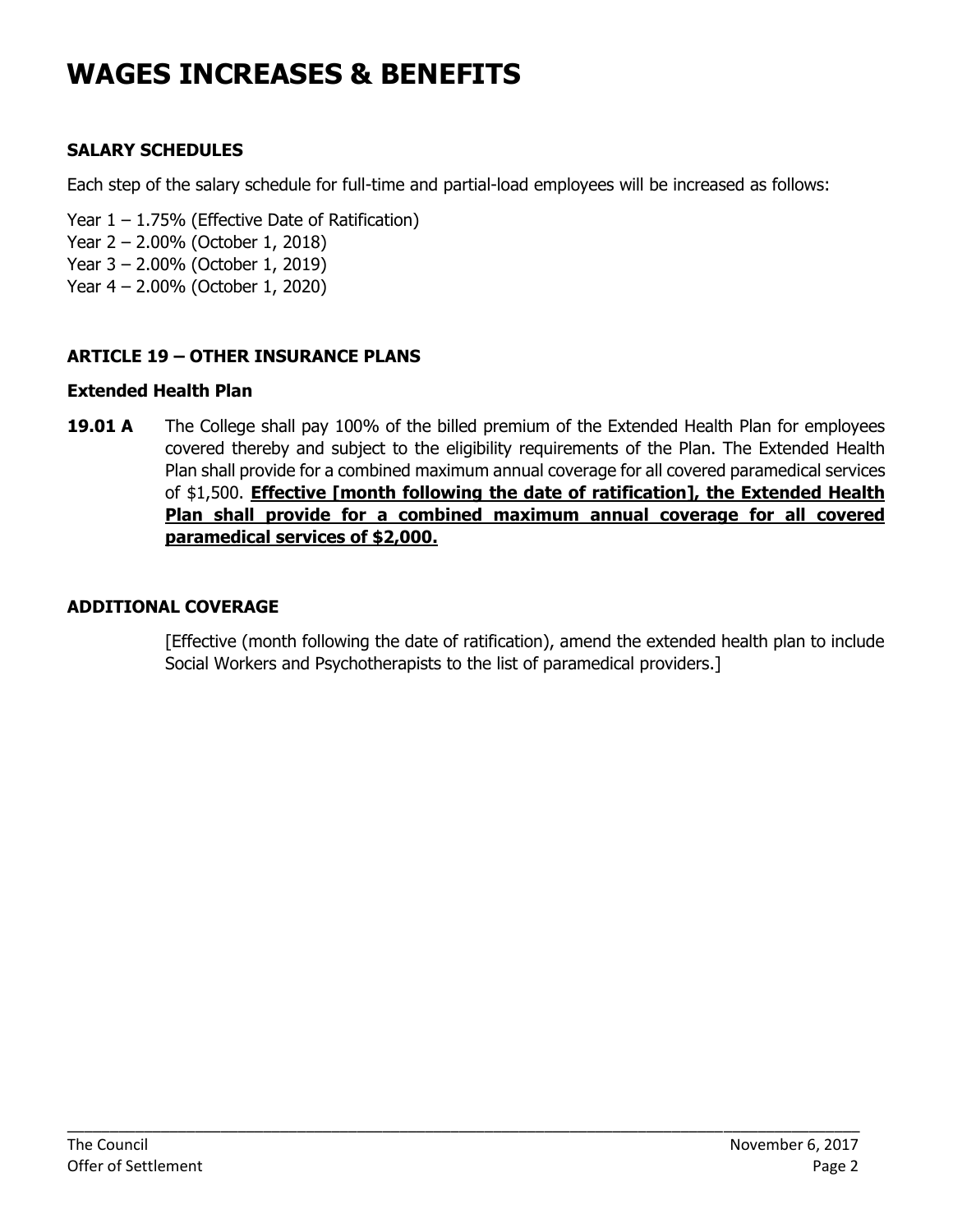# WAGES INCREASES & BENEFITS

### SALARY SCHEDULES

Each step of the salary schedule for full-time and partial-load employees will be increased as follows:

Year 1 – 1.75% (Effective Date of Ratification)
Year 2 – 2.00% (October 1, 2018)
Year 3 – 2.00% (October 1, 2019)
Year 4 – 2.00% (October 1, 2020)

### ARTICLE 19 – OTHER INSURANCE PLANS

#### Extended Health Plan

**19.01 A** The College shall pay 100% of the billed premium of the Extended Health Plan for employees covered thereby and subject to the eligibility requirements of the Plan. The Extended Health Plan shall provide for a combined maximum annual coverage for all covered paramedical services of $1,500. <u>**Effective [month following the date of ratification], the Extended Health Plan shall provide for a combined maximum annual coverage for all covered paramedical services of $2,000.**</u>

### ADDITIONAL COVERAGE

[Effective (month following the date of ratification), amend the extended health plan to include Social Workers and Psychotherapists to the list of paramedical providers.]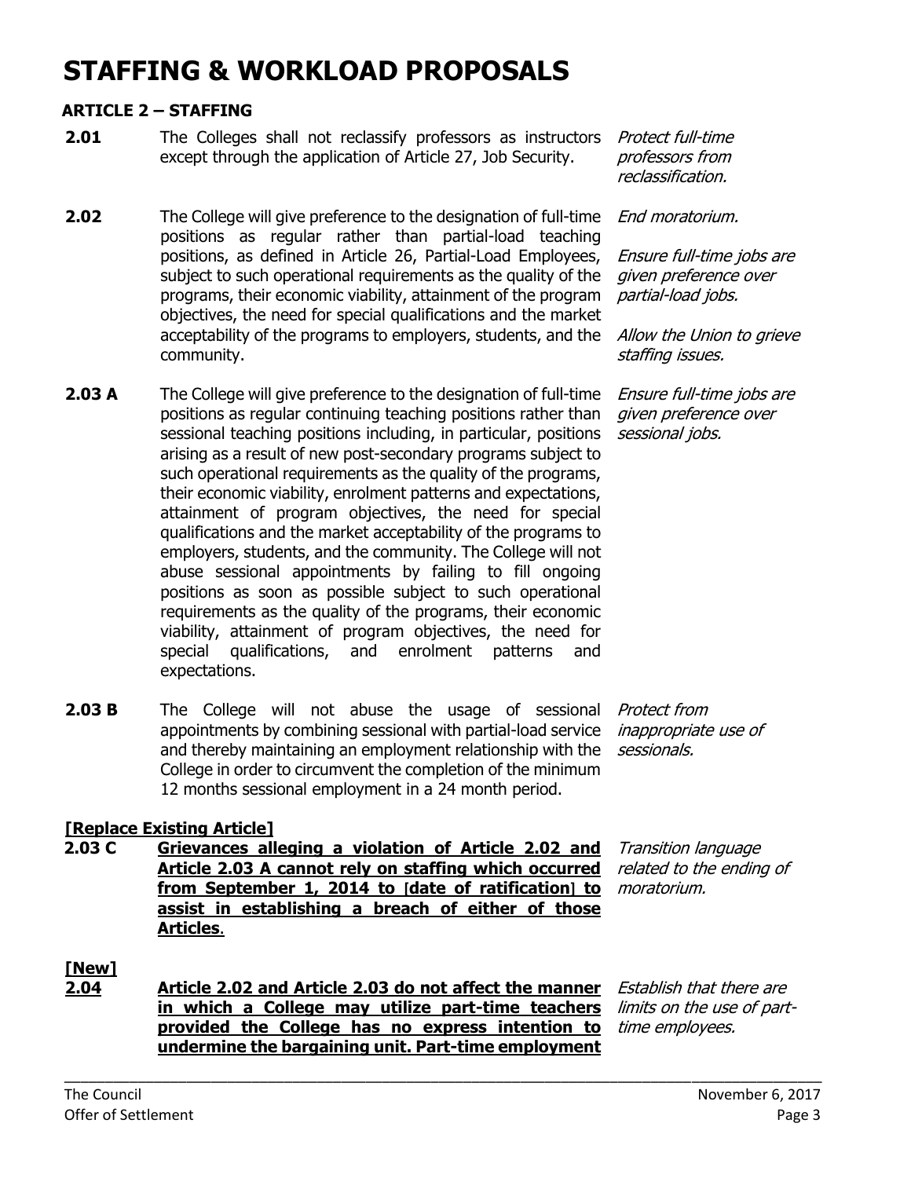# STAFFING & WORKLOAD PROPOSALS

## ARTICLE 2 – STAFFING

| | | |
|---|---|---|
| **2.01** | The Colleges shall not reclassify professors as instructors except through the application of Article 27, Job Security. | *Protect full-time professors from reclassification.* |
| **2.02** | The College will give preference to the designation of full-time positions as regular rather than partial-load teaching positions, as defined in Article 26, Partial-Load Employees, subject to such operational requirements as the quality of the programs, their economic viability, attainment of the program objectives, the need for special qualifications and the market acceptability of the programs to employers, students, and the community. | *End moratorium.*<br><br>*Ensure full-time jobs are given preference over partial-load jobs.*<br><br>*Allow the Union to grieve staffing issues.* |
| **2.03 A** | The College will give preference to the designation of full-time positions as regular continuing teaching positions rather than sessional teaching positions including, in particular, positions arising as a result of new post-secondary programs subject to such operational requirements as the quality of the programs, their economic viability, enrolment patterns and expectations, attainment of program objectives, the need for special qualifications and the market acceptability of the programs to employers, students, and the community. The College will not abuse sessional appointments by failing to fill ongoing positions as soon as possible subject to such operational requirements as the quality of the programs, their economic viability, attainment of program objectives, the need for special qualifications, and enrolment patterns and expectations. | *Ensure full-time jobs are given preference over sessional jobs.* |
| **2.03 B** | The College will not abuse the usage of sessional appointments by combining sessional with partial-load service and thereby maintaining an employment relationship with the College in order to circumvent the completion of the minimum 12 months sessional employment in a 24 month period. | *Protect from inappropriate use of sessionals.* |

**[Replace Existing Article]**

| | | |
|---|---|---|
| **2.03 C** | **Grievances alleging a violation of Article 2.02 and Article 2.03 A cannot rely on staffing which occurred from September 1, 2014 to [date of ratification] to assist in establishing a breach of either of those Articles.** | *Transition language related to the ending of moratorium.* |

**[New]**

| | | |
|---|---|---|
| **2.04** | **Article 2.02 and Article 2.03 do not affect the manner in which a College may utilize part-time teachers provided the College has no express intention to undermine the bargaining unit. Part-time employment** | *Establish that there are limits on the use of part-time employees.* |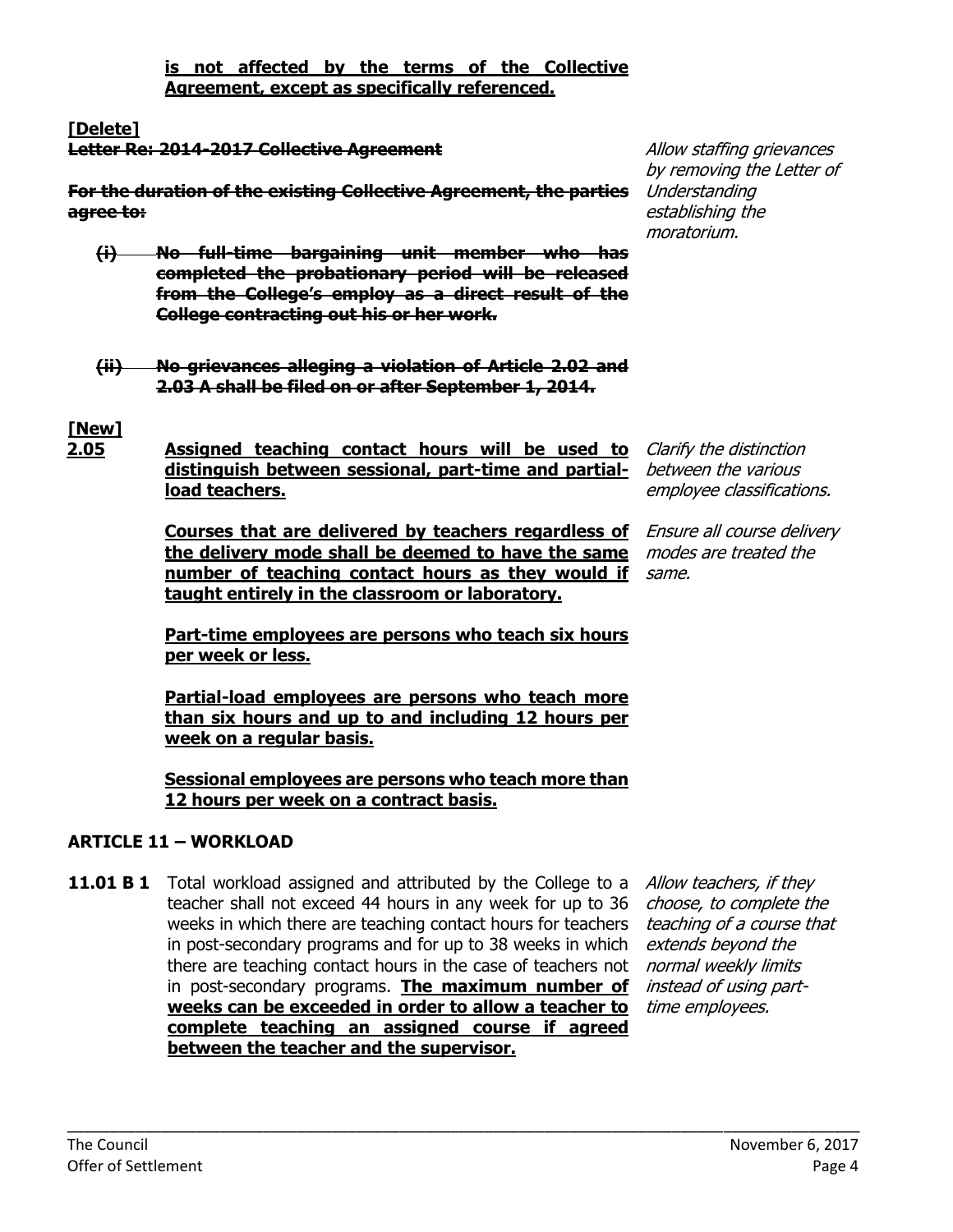**is not affected by the terms of the Collective Agreement, except as specifically referenced.**

**[Delete]**

~~**Letter Re: 2014-2017 Collective Agreement**~~

*Allow staffing grievances by removing the Letter of Understanding establishing the moratorium.*

~~**For the duration of the existing Collective Agreement, the parties agree to:**~~

~~**(i) No full-time bargaining unit member who has completed the probationary period will be released from the College's employ as a direct result of the College contracting out his or her work.**~~

~~**(ii) No grievances alleging a violation of Article 2.02 and 2.03 A shall be filed on or after September 1, 2014.**~~

**[New]**

**2.05** **Assigned teaching contact hours will be used to distinguish between sessional, part-time and partial-load teachers.**

*Clarify the distinction between the various employee classifications.*

**Courses that are delivered by teachers regardless of the delivery mode shall be deemed to have the same number of teaching contact hours as they would if taught entirely in the classroom or laboratory.**

*Ensure all course delivery modes are treated the same.*

**Part-time employees are persons who teach six hours per week or less.**

**Partial-load employees are persons who teach more than six hours and up to and including 12 hours per week on a regular basis.**

**Sessional employees are persons who teach more than 12 hours per week on a contract basis.**

## ARTICLE 11 – WORKLOAD

**11.01 B 1** Total workload assigned and attributed by the College to a teacher shall not exceed 44 hours in any week for up to 36 weeks in which there are teaching contact hours for teachers in post-secondary programs and for up to 38 weeks in which there are teaching contact hours in the case of teachers not in post-secondary programs. **The maximum number of weeks can be exceeded in order to allow a teacher to complete teaching an assigned course if agreed between the teacher and the supervisor.**

*Allow teachers, if they choose, to complete the teaching of a course that extends beyond the normal weekly limits instead of using part-time employees.*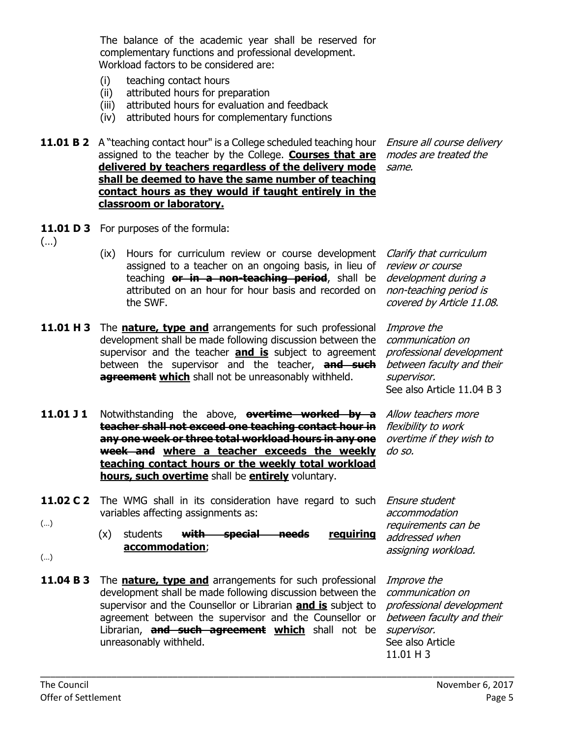The balance of the academic year shall be reserved for complementary functions and professional development.
Workload factors to be considered are:

(i) teaching contact hours
(ii) attributed hours for preparation
(iii) attributed hours for evaluation and feedback
(iv) attributed hours for complementary functions

| Article | Text | Rationale |
|---|---|---|
| **11.01 B 2** | A "teaching contact hour" is a College scheduled teaching hour assigned to the teacher by the College. <u>**Courses that are delivered by teachers regardless of the delivery mode shall be deemed to have the same number of teaching contact hours as they would if taught entirely in the classroom or laboratory.**</u> | *Ensure all course delivery modes are treated the same.* |
| **11.01 D 3** | For purposes of the formula: (…) (ix) Hours for curriculum review or course development assigned to a teacher on an ongoing basis, in lieu of teaching ~~**or in a non-teaching period**~~, shall be attributed on an hour for hour basis and recorded on the SWF. | *Clarify that curriculum review or course development during a non-teaching period is covered by Article 11.08.* |
| **11.01 H 3** | The <u>**nature, type and**</u> arrangements for such professional development shall be made following discussion between the supervisor and the teacher <u>**and is**</u> subject to agreement between the supervisor and the teacher, ~~**and such agreement**~~ <u>**which**</u> shall not be unreasonably withheld. | *Improve the communication on professional development between faculty and their supervisor.* See also Article 11.04 B 3 |
| **11.01 J 1** | Notwithstanding the above, ~~**overtime worked by a teacher shall not exceed one teaching contact hour in any one week or three total workload hours in any one week and**~~ <u>**where a teacher exceeds the weekly teaching contact hours or the weekly total workload hours, such overtime**</u> shall be <u>**entirely**</u> voluntary. | *Allow teachers more flexibility to work overtime if they wish to do so.* |
| **11.02 C 2** | The WMG shall in its consideration have regard to such variables affecting assignments as: (…) (x) students ~~**with special needs**~~ <u>**requiring accommodation**</u>; (…) | *Ensure student accommodation requirements can be addressed when assigning workload.* |
| **11.04 B 3** | The <u>**nature, type and**</u> arrangements for such professional development shall be made following discussion between the supervisor and the Counsellor or Librarian <u>**and is**</u> subject to agreement between the supervisor and the Counsellor or Librarian, ~~**and such agreement**~~ <u>**which**</u> shall not be unreasonably withheld. | *Improve the communication on professional development between faculty and their supervisor.* See also Article 11.01 H 3 |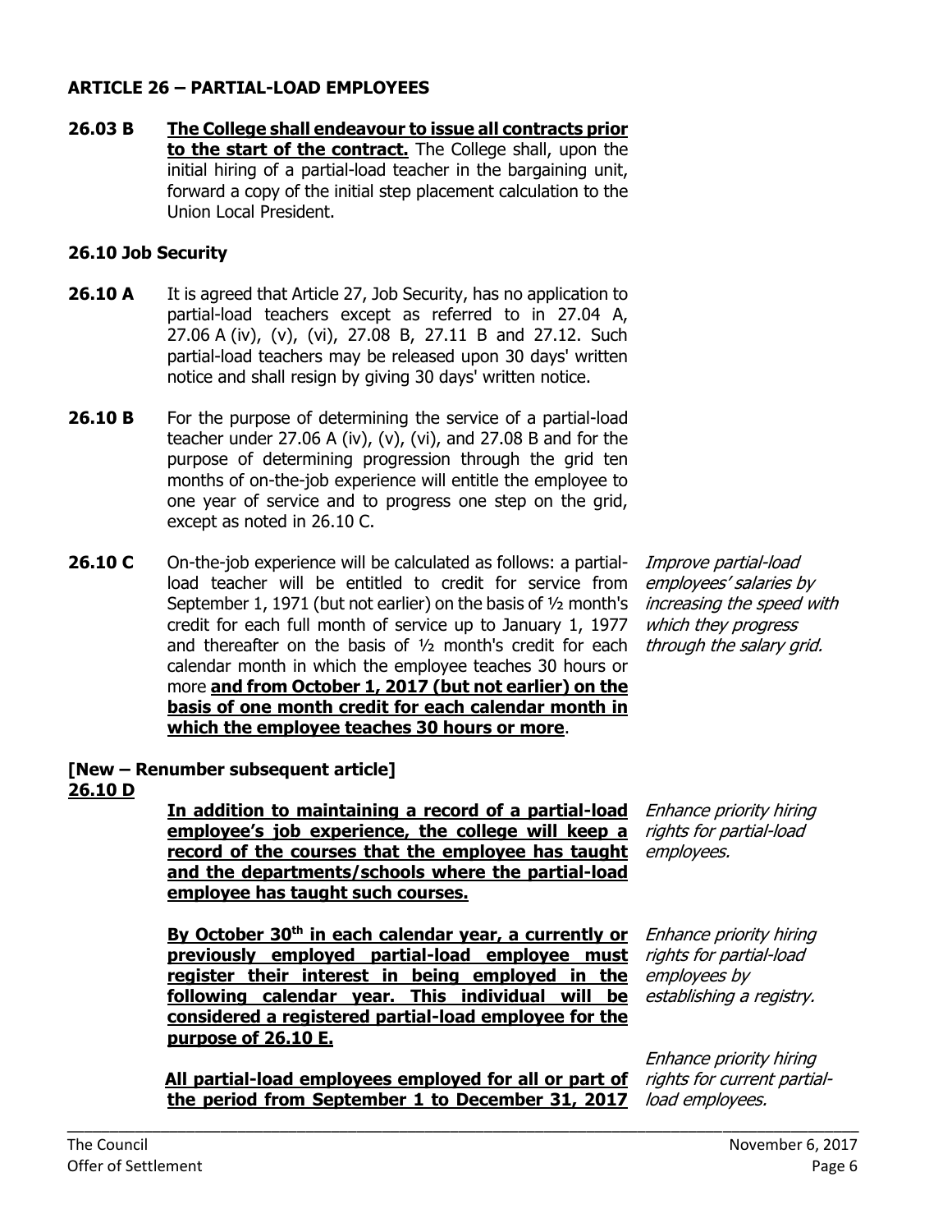## ARTICLE 26 – PARTIAL-LOAD EMPLOYEES

**26.03 B** **The College shall endeavour to issue all contracts prior to the start of the contract.** The College shall, upon the initial hiring of a partial-load teacher in the bargaining unit, forward a copy of the initial step placement calculation to the Union Local President.

### 26.10 Job Security

**26.10 A** It is agreed that Article 27, Job Security, has no application to partial-load teachers except as referred to in 27.04 A, 27.06 A (iv), (v), (vi), 27.08 B, 27.11 B and 27.12. Such partial-load teachers may be released upon 30 days' written notice and shall resign by giving 30 days' written notice.

**26.10 B** For the purpose of determining the service of a partial-load teacher under 27.06 A (iv), (v), (vi), and 27.08 B and for the purpose of determining progression through the grid ten months of on-the-job experience will entitle the employee to one year of service and to progress one step on the grid, except as noted in 26.10 C.

**26.10 C** On-the-job experience will be calculated as follows: a partial-load teacher will be entitled to credit for service from September 1, 1971 (but not earlier) on the basis of ½ month's credit for each full month of service up to January 1, 1977 and thereafter on the basis of ½ month's credit for each calendar month in which the employee teaches 30 hours or more **and from October 1, 2017 (but not earlier) on the basis of one month credit for each calendar month in which the employee teaches 30 hours or more**.

*Improve partial-load employees' salaries by increasing the speed with which they progress through the salary grid.*

**[New – Renumber subsequent article]**
**26.10 D**

**In addition to maintaining a record of a partial-load employee's job experience, the college will keep a record of the courses that the employee has taught and the departments/schools where the partial-load employee has taught such courses.**

*Enhance priority hiring rights for partial-load employees.*

**By October 30th in each calendar year, a currently or previously employed partial-load employee must register their interest in being employed in the following calendar year. This individual will be considered a registered partial-load employee for the purpose of 26.10 E.**

*Enhance priority hiring rights for partial-load employees by establishing a registry.*

**All partial-load employees employed for all or part of the period from September 1 to December 31, 2017**

*Enhance priority hiring rights for current partial-load employees.*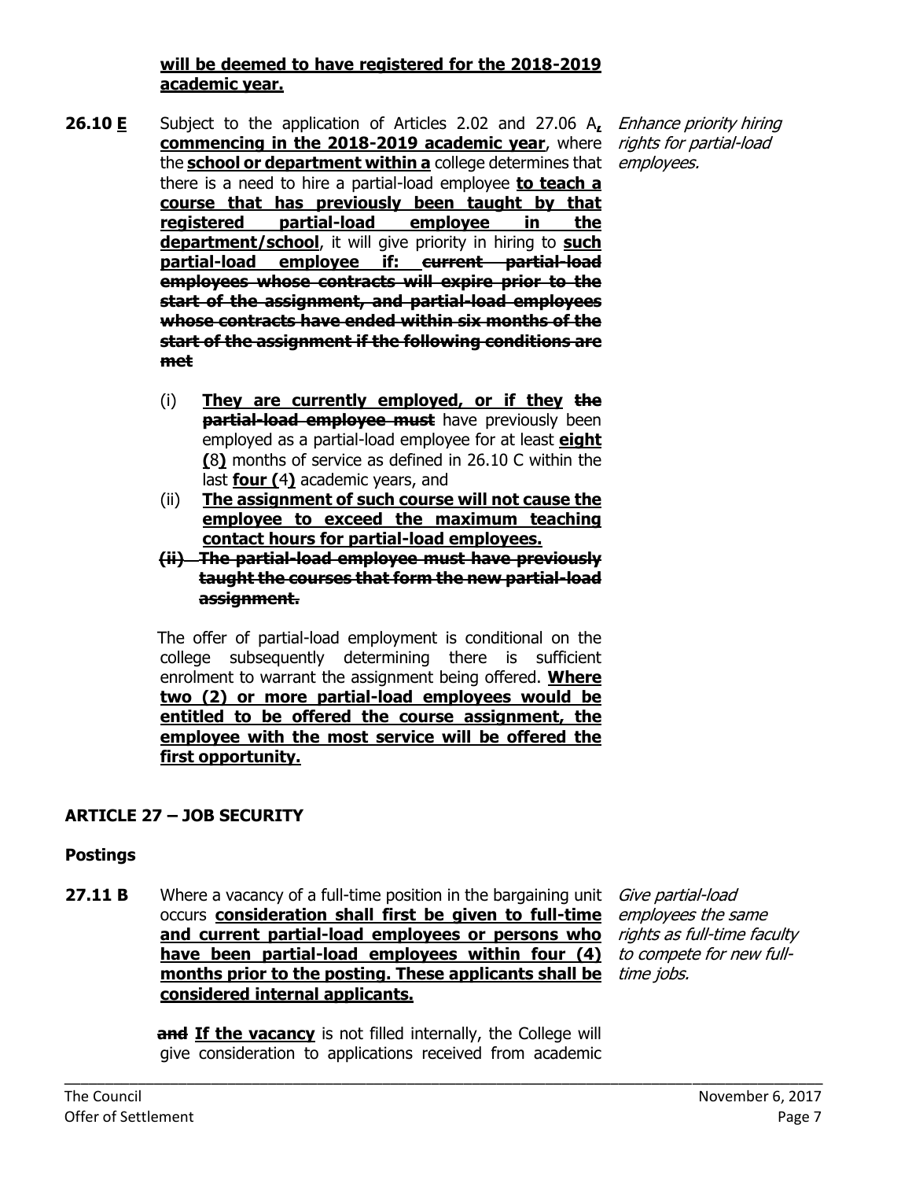**will be deemed to have registered for the 2018-2019 academic year.**

**26.10 E** Subject to the application of Articles 2.02 and 27.06 A**,** **commencing in the 2018-2019 academic year**, where the **school or department within a** college determines that there is a need to hire a partial-load employee **to teach a course that has previously been taught by that registered partial-load employee in the department/school**, it will give priority in hiring to **such partial-load employee if:** ~~**current partial-load employees whose contracts will expire prior to the start of the assignment, and partial-load employees whose contracts have ended within six months of the start of the assignment if the following conditions are met**~~

*Enhance priority hiring rights for partial-load employees.*

(i) **They are currently employed, or if they** ~~**the partial-load employee must**~~ have previously been employed as a partial-load employee for at least **eight (**8**)** months of service as defined in 26.10 C within the last **four (**4**)** academic years, and

(ii) **The assignment of such course will not cause the employee to exceed the maximum teaching contact hours for partial-load employees.**

~~**(ii) The partial-load employee must have previously taught the courses that form the new partial-load assignment.**~~

The offer of partial-load employment is conditional on the college subsequently determining there is sufficient enrolment to warrant the assignment being offered. **Where two (2) or more partial-load employees would be entitled to be offered the course assignment, the employee with the most service will be offered the first opportunity.**

## ARTICLE 27 – JOB SECURITY

### Postings

**27.11 B** Where a vacancy of a full-time position in the bargaining unit occurs **consideration shall first be given to full-time and current partial-load employees or persons who have been partial-load employees within four (4) months prior to the posting. These applicants shall be considered internal applicants.**

*Give partial-load employees the same rights as full-time faculty to compete for new full-time jobs.*

~~**and**~~ **If the vacancy** is not filled internally, the College will give consideration to applications received from academic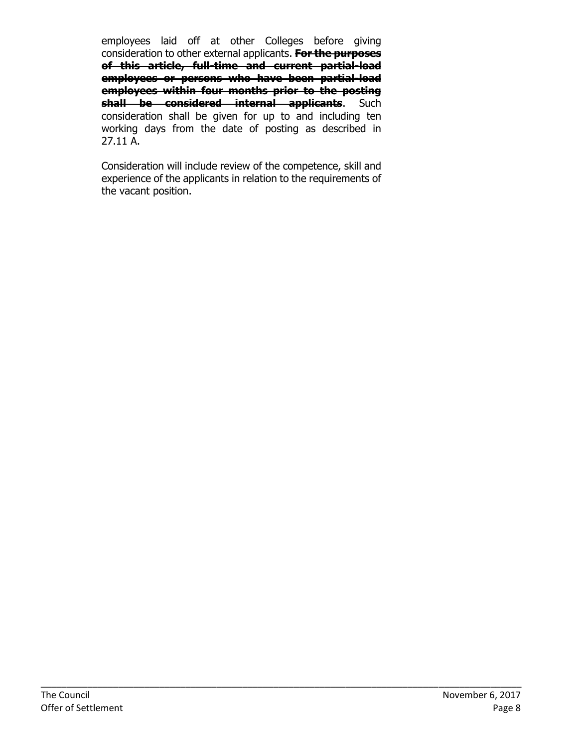employees laid off at other Colleges before giving consideration to other external applicants. **~~For the purposes of this article, full-time and current partial-load employees or persons who have been partial-load employees within four months prior to the posting shall be considered internal applicants~~**. Such consideration shall be given for up to and including ten working days from the date of posting as described in 27.11 A.

Consideration will include review of the competence, skill and experience of the applicants in relation to the requirements of the vacant position.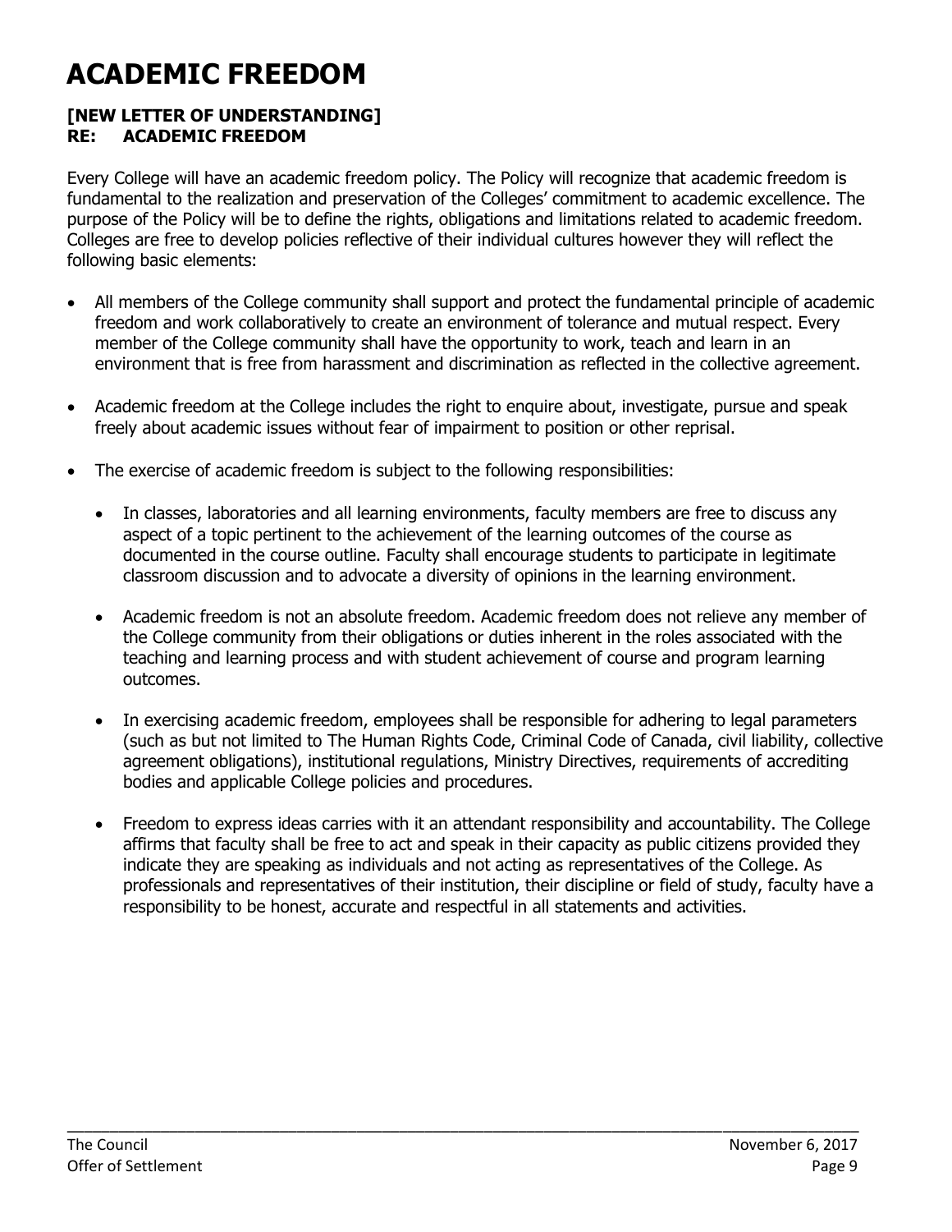# ACADEMIC FREEDOM

**[NEW LETTER OF UNDERSTANDING]**
**RE: ACADEMIC FREEDOM**

Every College will have an academic freedom policy. The Policy will recognize that academic freedom is fundamental to the realization and preservation of the Colleges' commitment to academic excellence. The purpose of the Policy will be to define the rights, obligations and limitations related to academic freedom. Colleges are free to develop policies reflective of their individual cultures however they will reflect the following basic elements:

- All members of the College community shall support and protect the fundamental principle of academic freedom and work collaboratively to create an environment of tolerance and mutual respect. Every member of the College community shall have the opportunity to work, teach and learn in an environment that is free from harassment and discrimination as reflected in the collective agreement.

- Academic freedom at the College includes the right to enquire about, investigate, pursue and speak freely about academic issues without fear of impairment to position or other reprisal.

- The exercise of academic freedom is subject to the following responsibilities:

  - In classes, laboratories and all learning environments, faculty members are free to discuss any aspect of a topic pertinent to the achievement of the learning outcomes of the course as documented in the course outline. Faculty shall encourage students to participate in legitimate classroom discussion and to advocate a diversity of opinions in the learning environment.

  - Academic freedom is not an absolute freedom. Academic freedom does not relieve any member of the College community from their obligations or duties inherent in the roles associated with the teaching and learning process and with student achievement of course and program learning outcomes.

  - In exercising academic freedom, employees shall be responsible for adhering to legal parameters (such as but not limited to The Human Rights Code, Criminal Code of Canada, civil liability, collective agreement obligations), institutional regulations, Ministry Directives, requirements of accrediting bodies and applicable College policies and procedures.

  - Freedom to express ideas carries with it an attendant responsibility and accountability. The College affirms that faculty shall be free to act and speak in their capacity as public citizens provided they indicate they are speaking as individuals and not acting as representatives of the College. As professionals and representatives of their institution, their discipline or field of study, faculty have a responsibility to be honest, accurate and respectful in all statements and activities.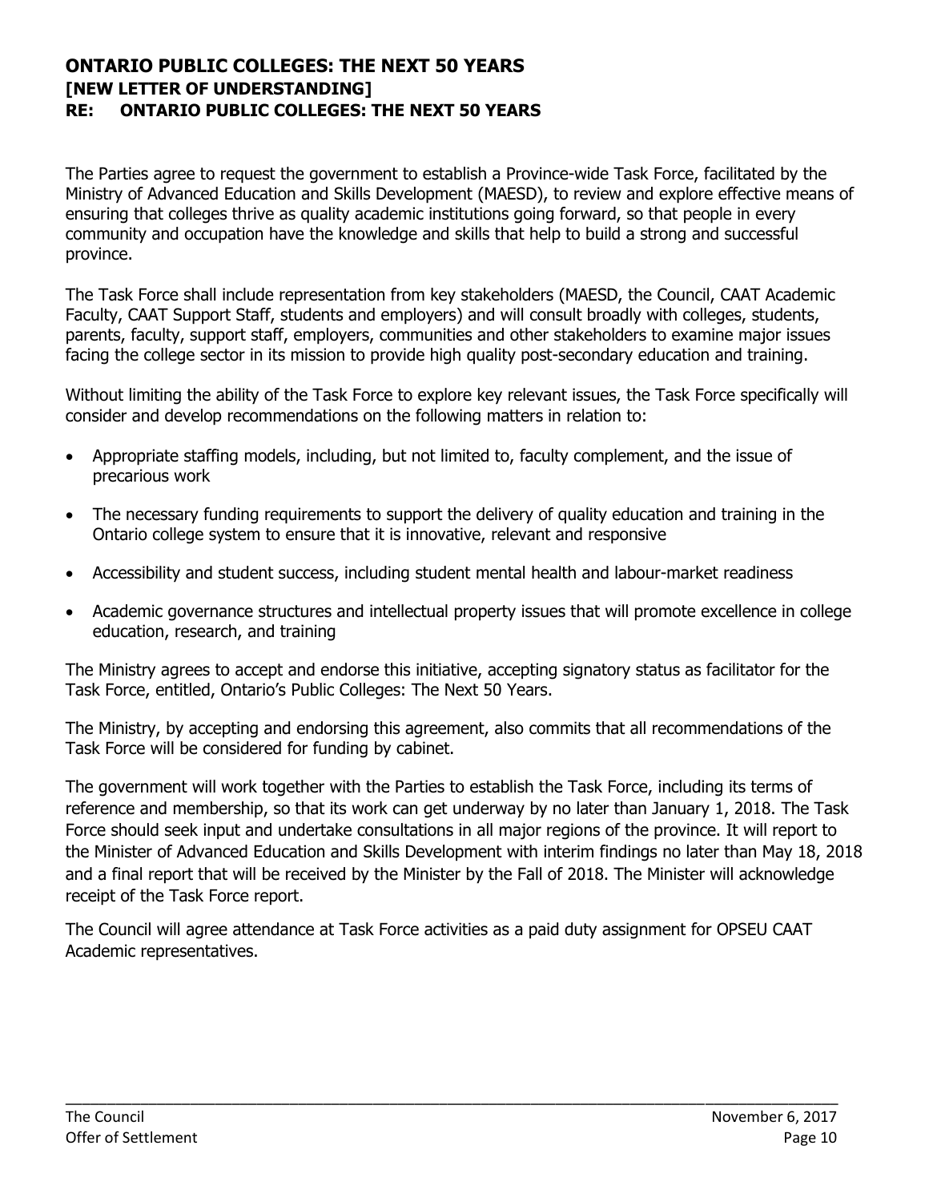## ONTARIO PUBLIC COLLEGES: THE NEXT 50 YEARS
## [NEW LETTER OF UNDERSTANDING]
## RE: ONTARIO PUBLIC COLLEGES: THE NEXT 50 YEARS

The Parties agree to request the government to establish a Province-wide Task Force, facilitated by the Ministry of Advanced Education and Skills Development (MAESD), to review and explore effective means of ensuring that colleges thrive as quality academic institutions going forward, so that people in every community and occupation have the knowledge and skills that help to build a strong and successful province.

The Task Force shall include representation from key stakeholders (MAESD, the Council, CAAT Academic Faculty, CAAT Support Staff, students and employers) and will consult broadly with colleges, students, parents, faculty, support staff, employers, communities and other stakeholders to examine major issues facing the college sector in its mission to provide high quality post-secondary education and training.

Without limiting the ability of the Task Force to explore key relevant issues, the Task Force specifically will consider and develop recommendations on the following matters in relation to:

- Appropriate staffing models, including, but not limited to, faculty complement, and the issue of precarious work
- The necessary funding requirements to support the delivery of quality education and training in the Ontario college system to ensure that it is innovative, relevant and responsive
- Accessibility and student success, including student mental health and labour-market readiness
- Academic governance structures and intellectual property issues that will promote excellence in college education, research, and training

The Ministry agrees to accept and endorse this initiative, accepting signatory status as facilitator for the Task Force, entitled, Ontario's Public Colleges: The Next 50 Years.

The Ministry, by accepting and endorsing this agreement, also commits that all recommendations of the Task Force will be considered for funding by cabinet.

The government will work together with the Parties to establish the Task Force, including its terms of reference and membership, so that its work can get underway by no later than January 1, 2018. The Task Force should seek input and undertake consultations in all major regions of the province. It will report to the Minister of Advanced Education and Skills Development with interim findings no later than May 18, 2018 and a final report that will be received by the Minister by the Fall of 2018. The Minister will acknowledge receipt of the Task Force report.

The Council will agree attendance at Task Force activities as a paid duty assignment for OPSEU CAAT Academic representatives.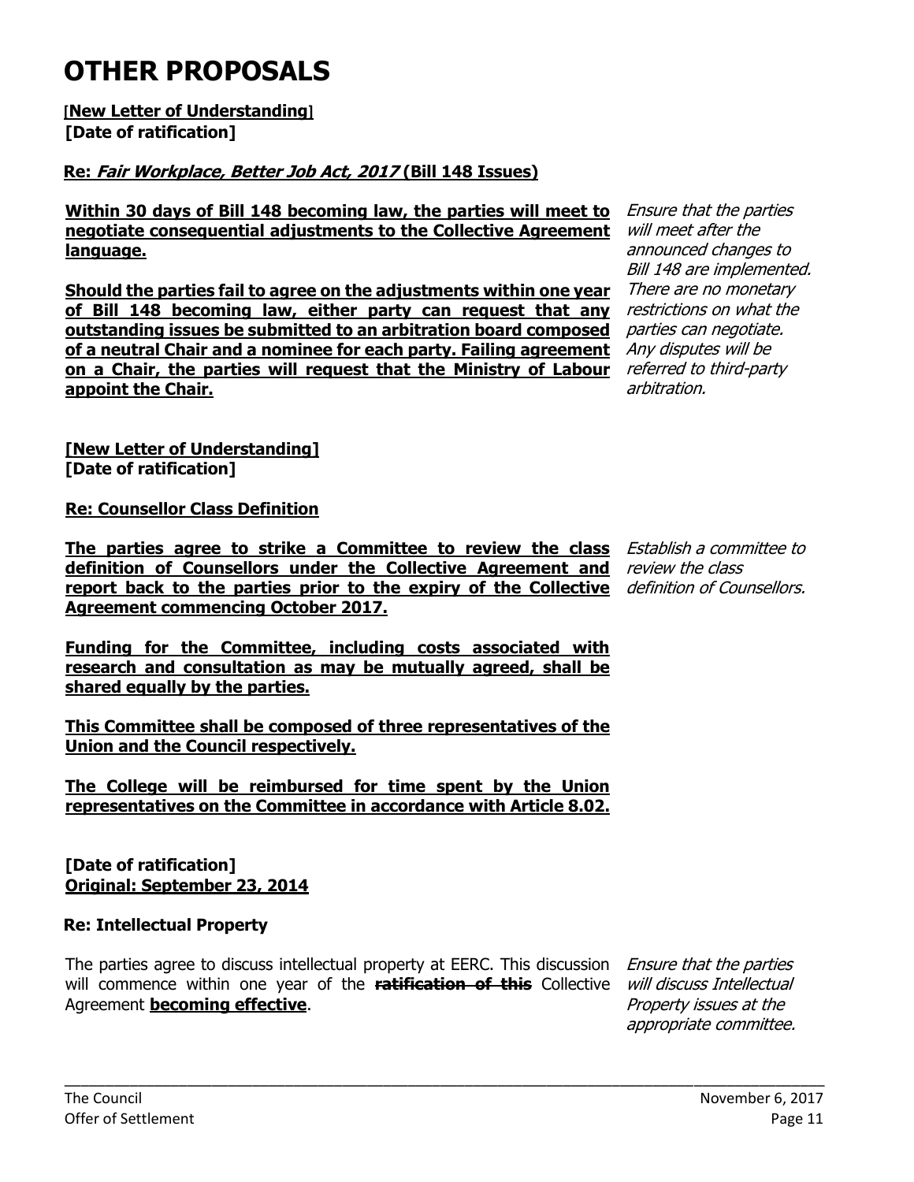# OTHER PROPOSALS

**[New Letter of Understanding]**
**[Date of ratification]**

**Re: *Fair Workplace, Better Job Act, 2017* (Bill 148 Issues)**

**Within 30 days of Bill 148 becoming law, the parties will meet to negotiate consequential adjustments to the Collective Agreement language.**

**Should the parties fail to agree on the adjustments within one year of Bill 148 becoming law, either party can request that any outstanding issues be submitted to an arbitration board composed of a neutral Chair and a nominee for each party. Failing agreement on a Chair, the parties will request that the Ministry of Labour appoint the Chair.**

*Ensure that the parties will meet after the announced changes to Bill 148 are implemented. There are no monetary restrictions on what the parties can negotiate. Any disputes will be referred to third-party arbitration.*

**[New Letter of Understanding]**
**[Date of ratification]**

**Re: Counsellor Class Definition**

**The parties agree to strike a Committee to review the class definition of Counsellors under the Collective Agreement and report back to the parties prior to the expiry of the Collective Agreement commencing October 2017.**

*Establish a committee to review the class definition of Counsellors.*

**Funding for the Committee, including costs associated with research and consultation as may be mutually agreed, shall be shared equally by the parties.**

**This Committee shall be composed of three representatives of the Union and the Council respectively.**

**The College will be reimbursed for time spent by the Union representatives on the Committee in accordance with Article 8.02.**

**[Date of ratification]**
**Original: September 23, 2014**

**Re: Intellectual Property**

The parties agree to discuss intellectual property at EERC. This discussion will commence within one year of the ~~**ratification of this**~~ Collective Agreement **becoming effective**.

*Ensure that the parties will discuss Intellectual Property issues at the appropriate committee.*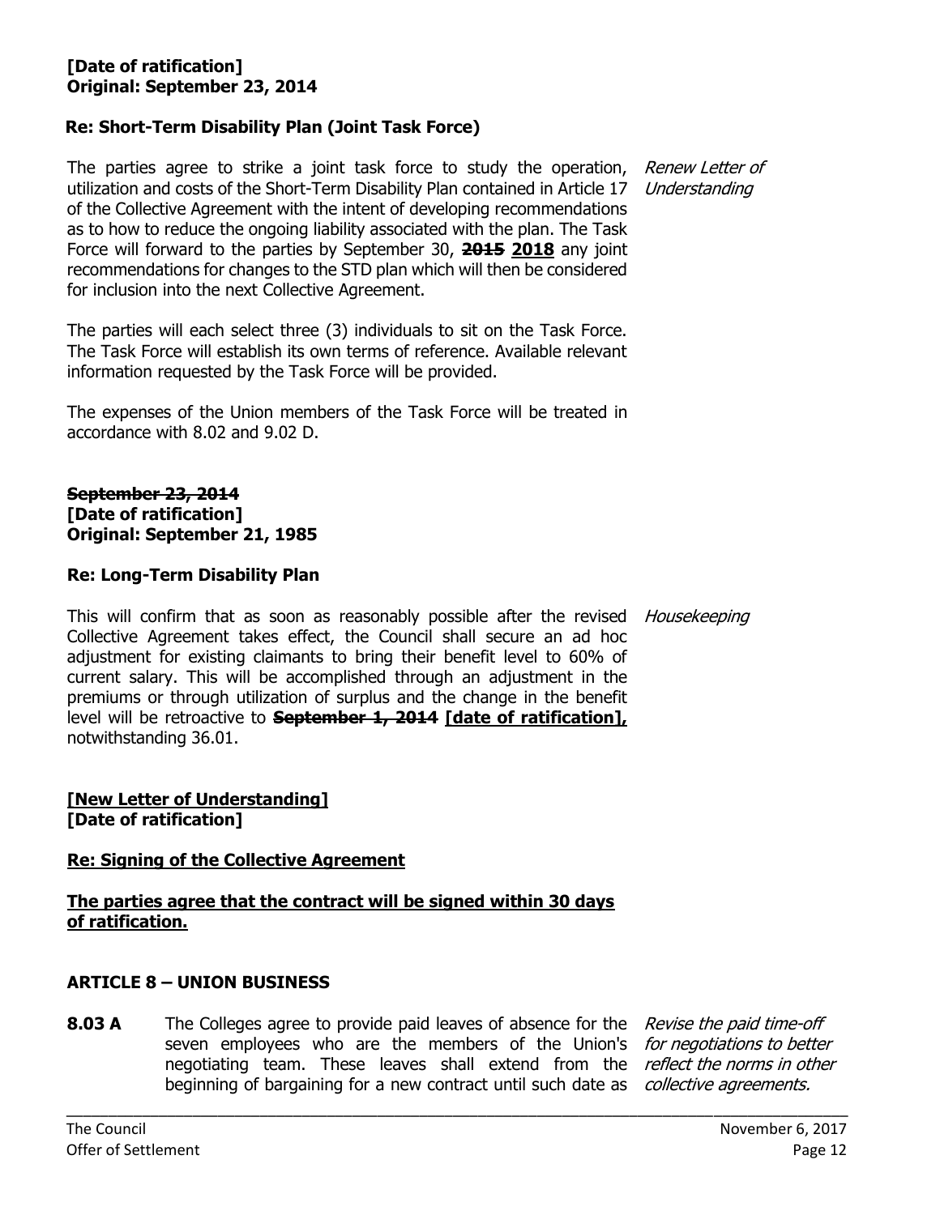**[Date of ratification]**
**Original: September 23, 2014**

**Re: Short-Term Disability Plan (Joint Task Force)**

The parties agree to strike a joint task force to study the operation, utilization and costs of the Short-Term Disability Plan contained in Article 17 of the Collective Agreement with the intent of developing recommendations as to how to reduce the ongoing liability associated with the plan. The Task Force will forward to the parties by September 30, ~~**2015**~~ **<u>2018</u>** any joint recommendations for changes to the STD plan which will then be considered for inclusion into the next Collective Agreement.

*Renew Letter of Understanding*

The parties will each select three (3) individuals to sit on the Task Force. The Task Force will establish its own terms of reference. Available relevant information requested by the Task Force will be provided.

The expenses of the Union members of the Task Force will be treated in accordance with 8.02 and 9.02 D.

~~**September 23, 2014**~~
**[Date of ratification]**
**Original: September 21, 1985**

**Re: Long-Term Disability Plan**

This will confirm that as soon as reasonably possible after the revised Collective Agreement takes effect, the Council shall secure an ad hoc adjustment for existing claimants to bring their benefit level to 60% of current salary. This will be accomplished through an adjustment in the premiums or through utilization of surplus and the change in the benefit level will be retroactive to ~~**September 1, 2014**~~ **<u>[date of ratification],</u>** notwithstanding 36.01.

*Housekeeping*

**<u>[New Letter of Understanding]</u>**
**[Date of ratification]**

**<u>Re: Signing of the Collective Agreement</u>**

**<u>The parties agree that the contract will be signed within 30 days of ratification.</u>**

**ARTICLE 8 – UNION BUSINESS**

**8.03 A** The Colleges agree to provide paid leaves of absence for the seven employees who are the members of the Union's negotiating team. These leaves shall extend from the beginning of bargaining for a new contract until such date as

*Revise the paid time-off for negotiations to better reflect the norms in other collective agreements.*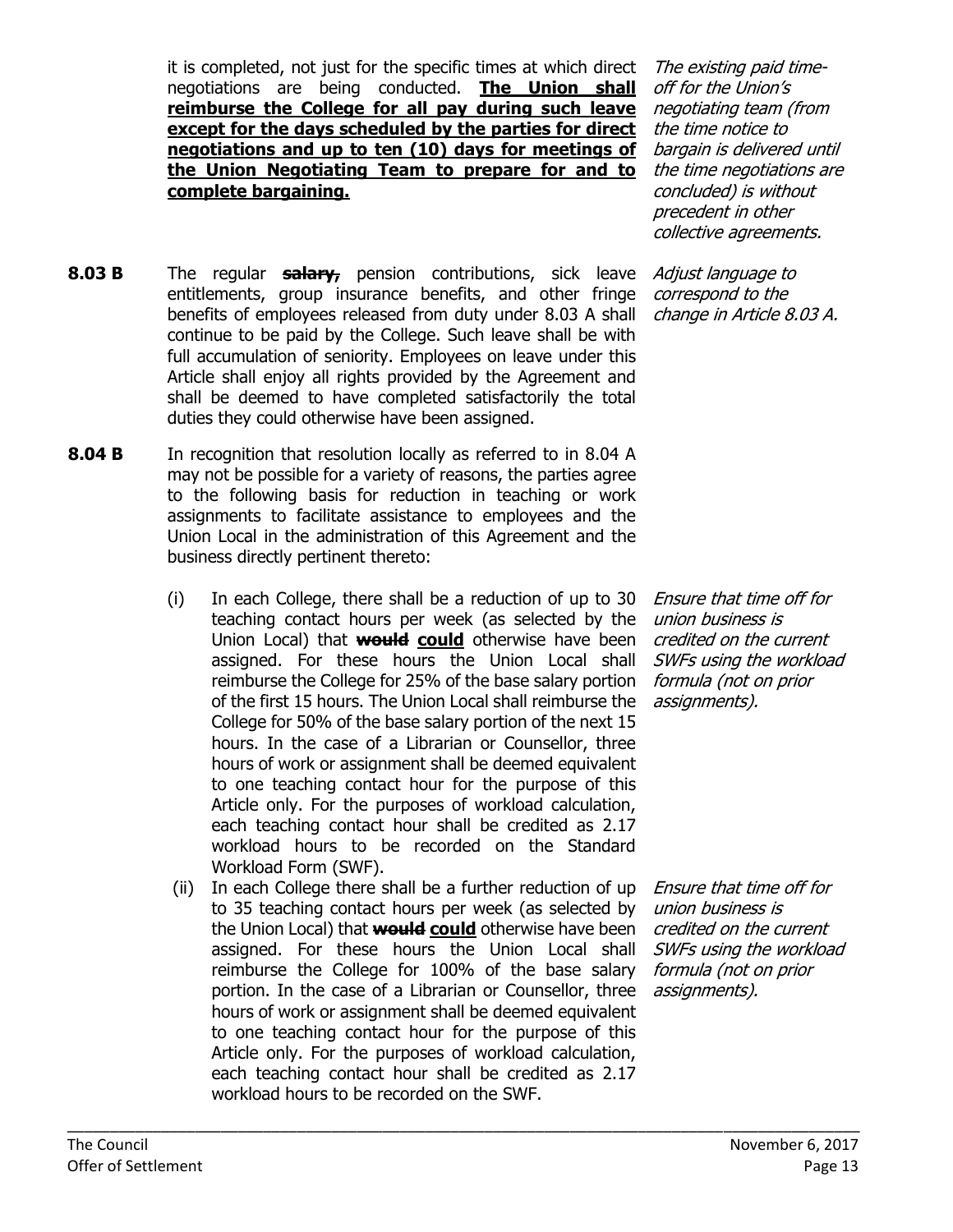it is completed, not just for the specific times at which direct negotiations are being conducted. **The Union shall reimburse the College for all pay during such leave except for the days scheduled by the parties for direct negotiations and up to ten (10) days for meetings of the Union Negotiating Team to prepare for and to complete bargaining.**

*The existing paid time-off for the Union's negotiating team (from the time notice to bargain is delivered until the time negotiations are concluded) is without precedent in other collective agreements.*

**8.03 B** The regular ~~**salary,**~~ pension contributions, sick leave entitlements, group insurance benefits, and other fringe benefits of employees released from duty under 8.03 A shall continue to be paid by the College. Such leave shall be with full accumulation of seniority. Employees on leave under this Article shall enjoy all rights provided by the Agreement and shall be deemed to have completed satisfactorily the total duties they could otherwise have been assigned.

*Adjust language to correspond to the change in Article 8.03 A.*

**8.04 B** In recognition that resolution locally as referred to in 8.04 A may not be possible for a variety of reasons, the parties agree to the following basis for reduction in teaching or work assignments to facilitate assistance to employees and the Union Local in the administration of this Agreement and the business directly pertinent thereto:

(i) In each College, there shall be a reduction of up to 30 teaching contact hours per week (as selected by the Union Local) that ~~**would**~~ **could** otherwise have been assigned. For these hours the Union Local shall reimburse the College for 25% of the base salary portion of the first 15 hours. The Union Local shall reimburse the College for 50% of the base salary portion of the next 15 hours. In the case of a Librarian or Counsellor, three hours of work or assignment shall be deemed equivalent to one teaching contact hour for the purpose of this Article only. For the purposes of workload calculation, each teaching contact hour shall be credited as 2.17 workload hours to be recorded on the Standard Workload Form (SWF).

*Ensure that time off for union business is credited on the current SWFs using the workload formula (not on prior assignments).*

(ii) In each College there shall be a further reduction of up to 35 teaching contact hours per week (as selected by the Union Local) that ~~**would**~~ **could** otherwise have been assigned. For these hours the Union Local shall reimburse the College for 100% of the base salary portion. In the case of a Librarian or Counsellor, three hours of work or assignment shall be deemed equivalent to one teaching contact hour for the purpose of this Article only. For the purposes of workload calculation, each teaching contact hour shall be credited as 2.17 workload hours to be recorded on the SWF.

*Ensure that time off for union business is credited on the current SWFs using the workload formula (not on prior assignments).*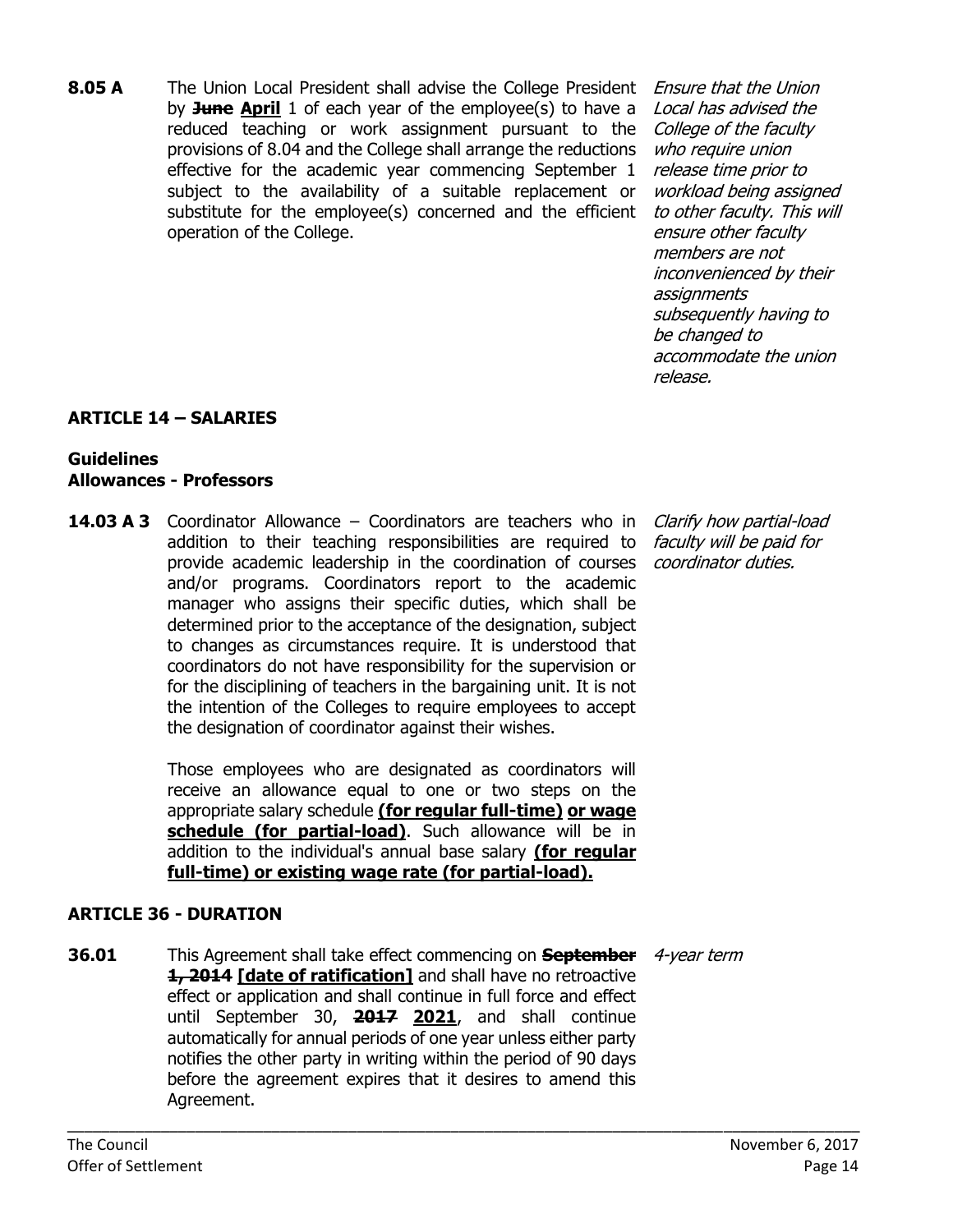**8.05 A** The Union Local President shall advise the College President by ~~**June**~~ **<u>April</u>** 1 of each year of the employee(s) to have a reduced teaching or work assignment pursuant to the provisions of 8.04 and the College shall arrange the reductions effective for the academic year commencing September 1 subject to the availability of a suitable replacement or substitute for the employee(s) concerned and the efficient operation of the College.

*Ensure that the Union Local has advised the College of the faculty who require union release time prior to workload being assigned to other faculty. This will ensure other faculty members are not inconvenienced by their assignments subsequently having to be changed to accommodate the union release.*

## ARTICLE 14 – SALARIES

### Guidelines
### Allowances - Professors

**14.03 A 3** Coordinator Allowance – Coordinators are teachers who in addition to their teaching responsibilities are required to provide academic leadership in the coordination of courses and/or programs. Coordinators report to the academic manager who assigns their specific duties, which shall be determined prior to the acceptance of the designation, subject to changes as circumstances require. It is understood that coordinators do not have responsibility for the supervision or for the disciplining of teachers in the bargaining unit. It is not the intention of the Colleges to require employees to accept the designation of coordinator against their wishes.

Those employees who are designated as coordinators will receive an allowance equal to one or two steps on the appropriate salary schedule **<u>(for regular full-time)</u>** **<u>or wage schedule (for partial-load)</u>**. Such allowance will be in addition to the individual's annual base salary **<u>(for regular full-time) or existing wage rate (for partial-load).</u>**

*Clarify how partial-load faculty will be paid for coordinator duties.*

## ARTICLE 36 - DURATION

**36.01** This Agreement shall take effect commencing on ~~**September 1, 2014**~~ **<u>[date of ratification]</u>** and shall have no retroactive effect or application and shall continue in full force and effect until September 30, ~~**2017**~~ **<u>2021</u>**, and shall continue automatically for annual periods of one year unless either party notifies the other party in writing within the period of 90 days before the agreement expires that it desires to amend this Agreement.

*4-year term*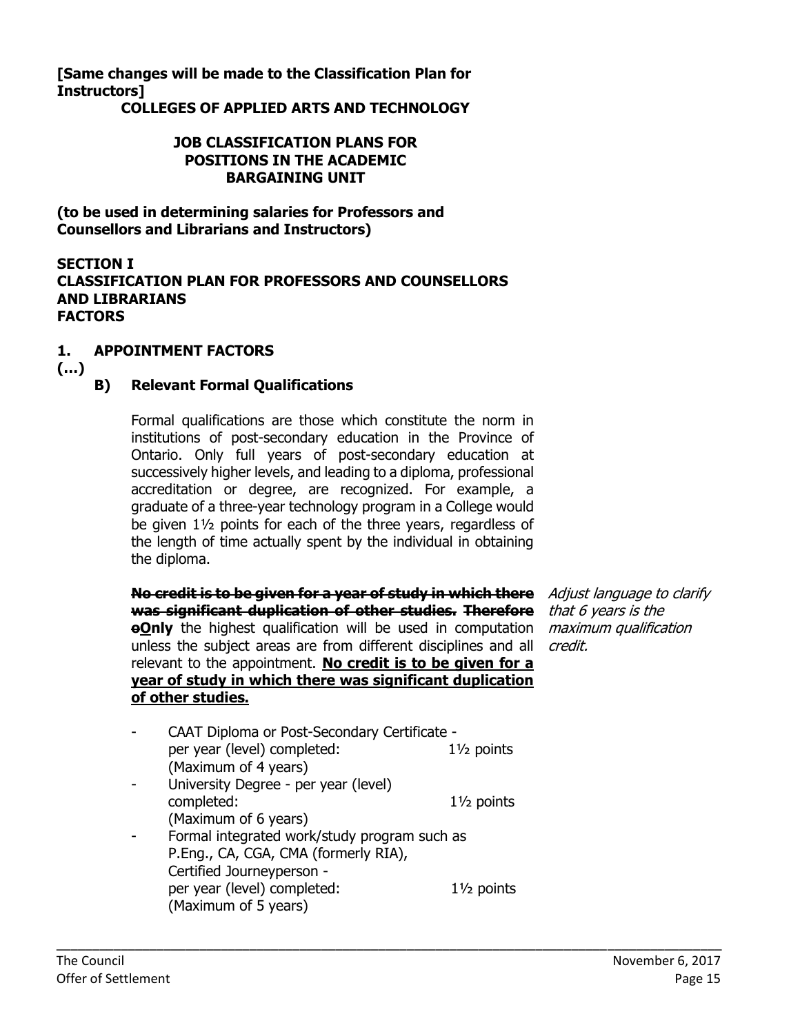**[Same changes will be made to the Classification Plan for Instructors]**

**COLLEGES OF APPLIED ARTS AND TECHNOLOGY**

**JOB CLASSIFICATION PLANS FOR POSITIONS IN THE ACADEMIC BARGAINING UNIT**

**(to be used in determining salaries for Professors and Counsellors and Librarians and Instructors)**

**SECTION I**
**CLASSIFICATION PLAN FOR PROFESSORS AND COUNSELLORS AND LIBRARIANS**
**FACTORS**

## 1. APPOINTMENT FACTORS

**(…)**

### B) Relevant Formal Qualifications

Formal qualifications are those which constitute the norm in institutions of post-secondary education in the Province of Ontario. Only full years of post-secondary education at successively higher levels, and leading to a diploma, professional accreditation or degree, are recognized. For example, a graduate of a three-year technology program in a College would be given 1½ points for each of the three years, regardless of the length of time actually spent by the individual in obtaining the diploma.

~~**No credit is to be given for a year of study in which there was significant duplication of other studies. Therefore**~~ ~~**o**~~**<u>O</u>nly** the highest qualification will be used in computation unless the subject areas are from different disciplines and all relevant to the appointment. **<u>No credit is to be given for a year of study in which there was significant duplication of other studies.</u>**

*Adjust language to clarify that 6 years is the maximum qualification credit.*

- CAAT Diploma or Post-Secondary Certificate - per year (level) completed: 1½ points (Maximum of 4 years)
- University Degree - per year (level) completed: 1½ points (Maximum of 6 years)
- Formal integrated work/study program such as P.Eng., CA, CGA, CMA (formerly RIA), Certified Journeyperson - per year (level) completed: 1½ points (Maximum of 5 years)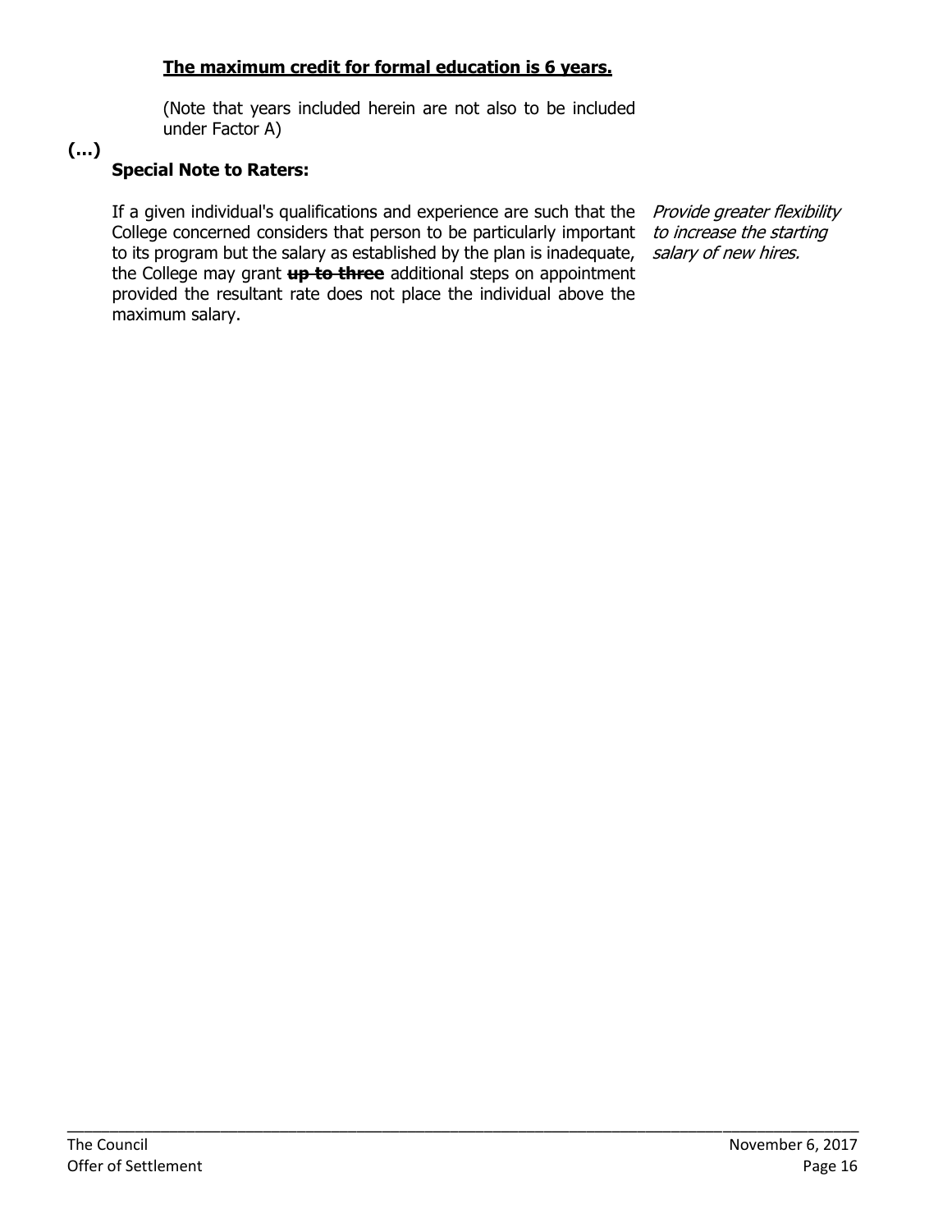<u>**The maximum credit for formal education is 6 years.**</u>

(Note that years included herein are not also to be included under Factor A)

**(…)**

**Special Note to Raters:**

If a given individual's qualifications and experience are such that the College concerned considers that person to be particularly important to its program but the salary as established by the plan is inadequate, the College may grant ~~**up to three**~~ additional steps on appointment provided the resultant rate does not place the individual above the maximum salary.

*Provide greater flexibility to increase the starting salary of new hires.*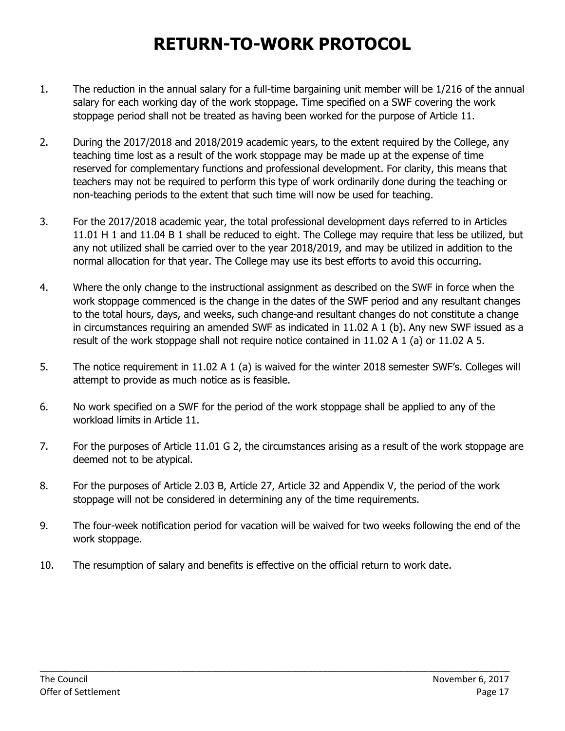# RETURN-TO-WORK PROTOCOL

1. The reduction in the annual salary for a full-time bargaining unit member will be 1/216 of the annual salary for each working day of the work stoppage. Time specified on a SWF covering the work stoppage period shall not be treated as having been worked for the purpose of Article 11.

2. During the 2017/2018 and 2018/2019 academic years, to the extent required by the College, any teaching time lost as a result of the work stoppage may be made up at the expense of time reserved for complementary functions and professional development. For clarity, this means that teachers may not be required to perform this type of work ordinarily done during the teaching or non-teaching periods to the extent that such time will now be used for teaching.

3. For the 2017/2018 academic year, the total professional development days referred to in Articles 11.01 H 1 and 11.04 B 1 shall be reduced to eight. The College may require that less be utilized, but any not utilized shall be carried over to the year 2018/2019, and may be utilized in addition to the normal allocation for that year. The College may use its best efforts to avoid this occurring.

4. Where the only change to the instructional assignment as described on the SWF in force when the work stoppage commenced is the change in the dates of the SWF period and any resultant changes to the total hours, days, and weeks, such change and resultant changes do not constitute a change in circumstances requiring an amended SWF as indicated in 11.02 A 1 (b). Any new SWF issued as a result of the work stoppage shall not require notice contained in 11.02 A 1 (a) or 11.02 A 5.

5. The notice requirement in 11.02 A 1 (a) is waived for the winter 2018 semester SWF's. Colleges will attempt to provide as much notice as is feasible.

6. No work specified on a SWF for the period of the work stoppage shall be applied to any of the workload limits in Article 11.

7. For the purposes of Article 11.01 G 2, the circumstances arising as a result of the work stoppage are deemed not to be atypical.

8. For the purposes of Article 2.03 B, Article 27, Article 32 and Appendix V, the period of the work stoppage will not be considered in determining any of the time requirements.

9. The four-week notification period for vacation will be waived for two weeks following the end of the work stoppage.

10. The resumption of salary and benefits is effective on the official return to work date.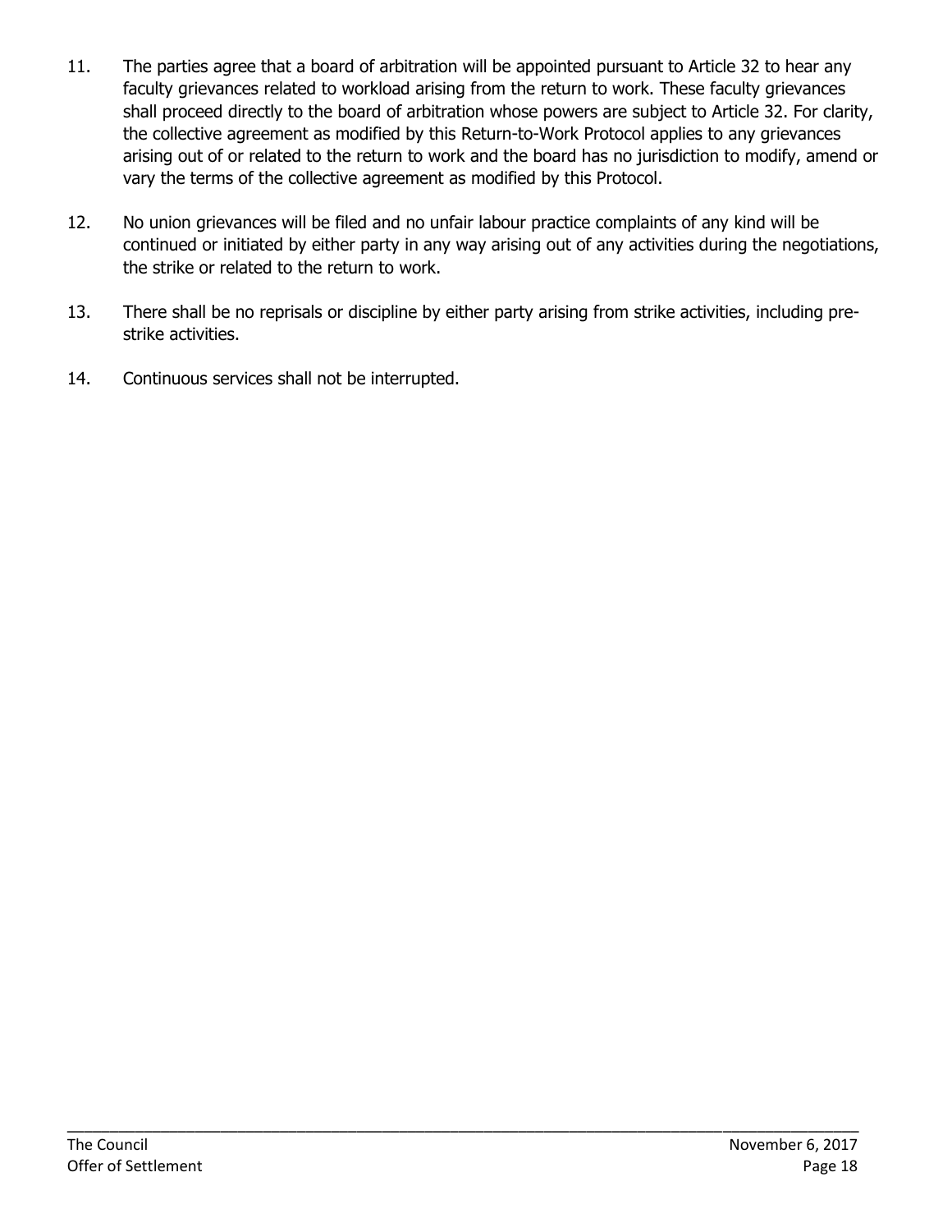11. The parties agree that a board of arbitration will be appointed pursuant to Article 32 to hear any faculty grievances related to workload arising from the return to work. These faculty grievances shall proceed directly to the board of arbitration whose powers are subject to Article 32. For clarity, the collective agreement as modified by this Return-to-Work Protocol applies to any grievances arising out of or related to the return to work and the board has no jurisdiction to modify, amend or vary the terms of the collective agreement as modified by this Protocol.

12. No union grievances will be filed and no unfair labour practice complaints of any kind will be continued or initiated by either party in any way arising out of any activities during the negotiations, the strike or related to the return to work.

13. There shall be no reprisals or discipline by either party arising from strike activities, including pre-strike activities.

14. Continuous services shall not be interrupted.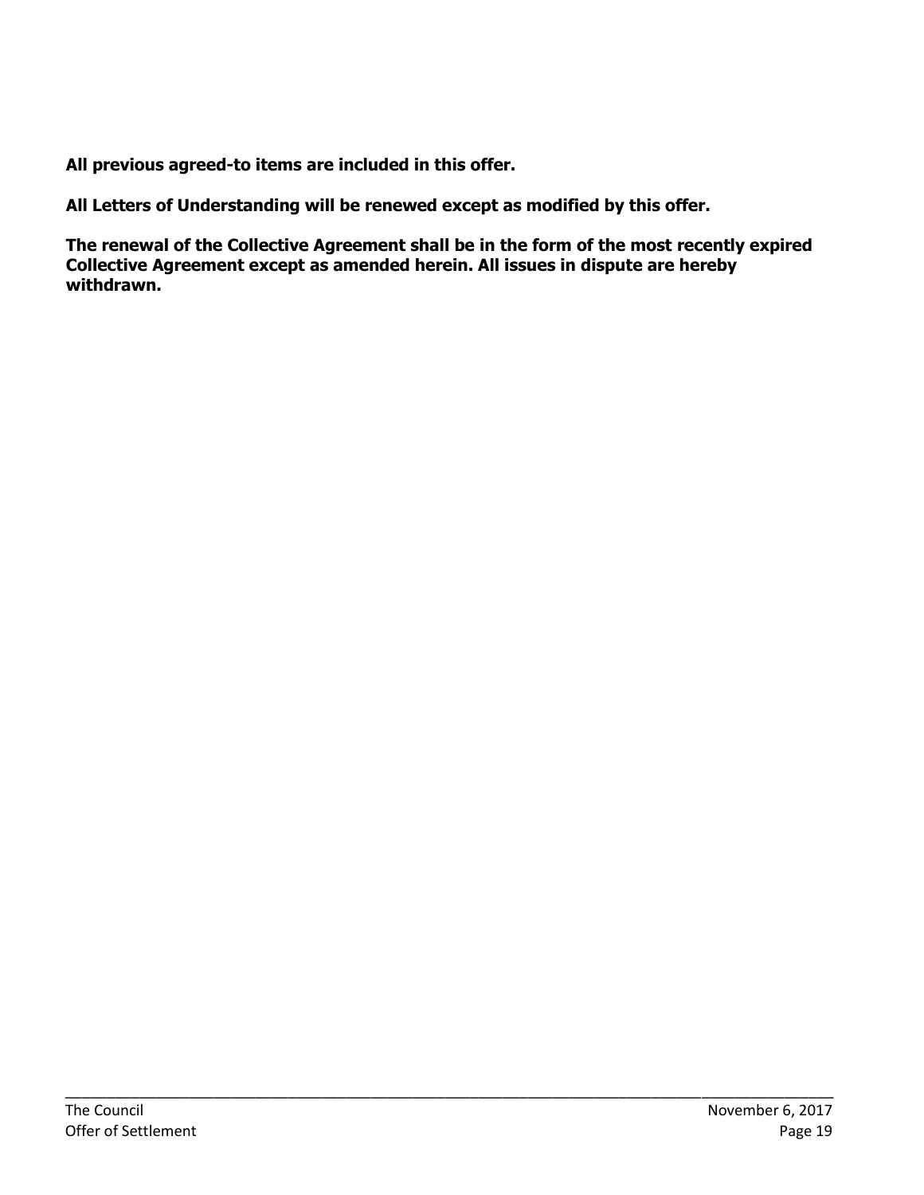**All previous agreed-to items are included in this offer.**

**All Letters of Understanding will be renewed except as modified by this offer.**

**The renewal of the Collective Agreement shall be in the form of the most recently expired Collective Agreement except as amended herein. All issues in dispute are hereby withdrawn.**